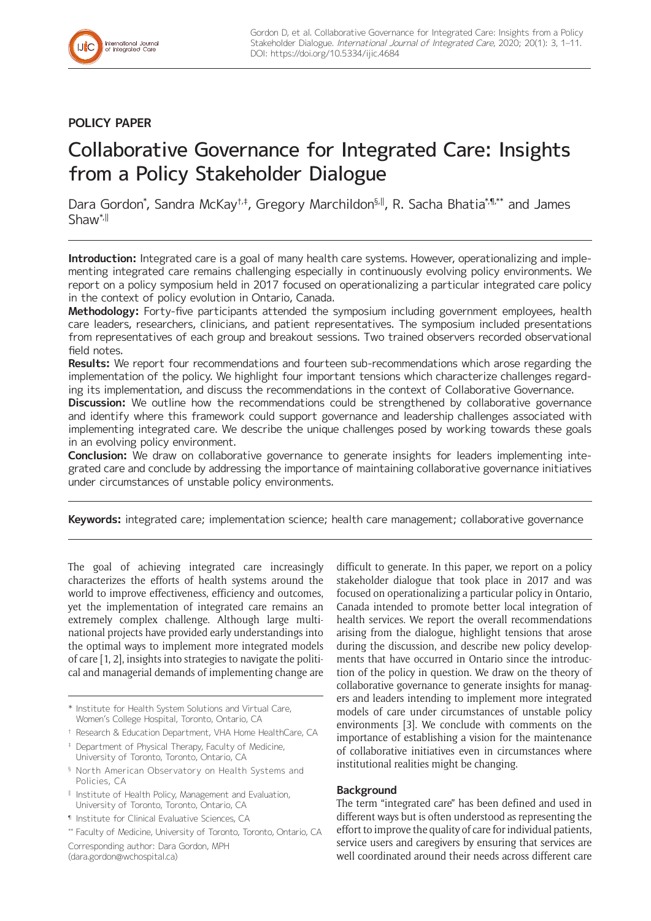POLICY PAPER

# Collaborative Governance for Integrated Care: Insights from a Policy Stakeholder Dialogue

Dara Gordon[*], Sandra McKay[†,‡], Gregory Marchildon[§,||], R. Sacha Bhatia[*,¶,**] and James Shaw[*,||]

**Introduction:** Integrated care is a goal of many health care systems. However, operationalizing and implementing integrated care remains challenging especially in continuously evolving policy environments. We report on a policy symposium held in 2017 focused on operationalizing a particular integrated care policy in the context of policy evolution in Ontario, Canada.

**Methodology:** Forty-five participants attended the symposium including government employees, health care leaders, researchers, clinicians, and patient representatives. The symposium included presentations from representatives of each group and breakout sessions. Two trained observers recorded observational field notes.

**Results:** We report four recommendations and fourteen sub-recommendations which arose regarding the implementation of the policy. We highlight four important tensions which characterize challenges regarding its implementation, and discuss the recommendations in the context of Collaborative Governance.

**Discussion:** We outline how the recommendations could be strengthened by collaborative governance and identify where this framework could support governance and leadership challenges associated with implementing integrated care. We describe the unique challenges posed by working towards these goals in an evolving policy environment.

**Conclusion:** We draw on collaborative governance to generate insights for leaders implementing integrated care and conclude by addressing the importance of maintaining collaborative governance initiatives under circumstances of unstable policy environments.

**Keywords:** integrated care; implementation science; health care management; collaborative governance

The goal of achieving integrated care increasingly characterizes the efforts of health systems around the world to improve effectiveness, efficiency and outcomes, yet the implementation of integrated care remains an extremely complex challenge. Although large multinational projects have provided early understandings into the optimal ways to implement more integrated models of care [1, 2], insights into strategies to navigate the political and managerial demands of implementing change are difficult to generate. In this paper, we report on a policy stakeholder dialogue that took place in 2017 and was focused on operationalizing a particular policy in Ontario, Canada intended to promote better local integration of health services. We report the overall recommendations arising from the dialogue, highlight tensions that arose during the discussion, and describe new policy developments that have occurred in Ontario since the introduction of the policy in question. We draw on the theory of collaborative governance to generate insights for managers and leaders intending to implement more integrated models of care under circumstances of unstable policy environments [3]. We conclude with comments on the importance of establishing a vision for the maintenance of collaborative initiatives even in circumstances where institutional realities might be changing.

## Background

The term "integrated care" has been defined and used in different ways but is often understood as representing the effort to improve the quality of care for individual patients, service users and caregivers by ensuring that services are well coordinated around their needs across different care

[*] Institute for Health System Solutions and Virtual Care, Women's College Hospital, Toronto, Ontario, CA

[†] Research & Education Department, VHA Home HealthCare, CA

[‡] Department of Physical Therapy, Faculty of Medicine, University of Toronto, Toronto, Ontario, CA

[§] North American Observatory on Health Systems and Policies, CA

[||] Institute of Health Policy, Management and Evaluation, University of Toronto, Toronto, Ontario, CA

[¶] Institute for Clinical Evaluative Sciences, CA

[**] Faculty of Medicine, University of Toronto, Toronto, Ontario, CA

Corresponding author: Dara Gordon, MPH (dara.gordon@wchospital.ca)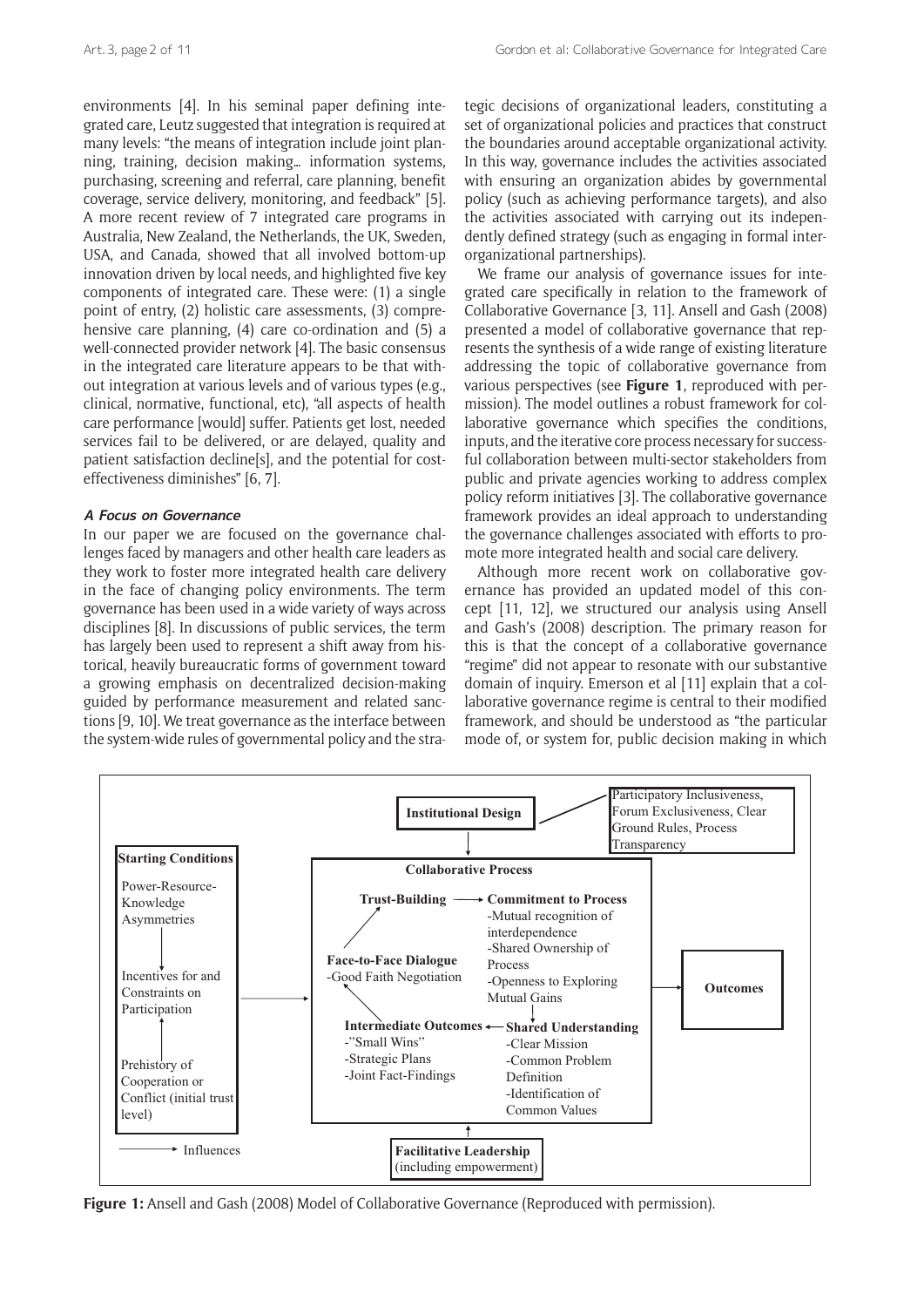environments [4]. In his seminal paper defining integrated care, Leutz suggested that integration is required at many levels: "the means of integration include joint planning, training, decision making… information systems, purchasing, screening and referral, care planning, benefit coverage, service delivery, monitoring, and feedback" [5]. A more recent review of 7 integrated care programs in Australia, New Zealand, the Netherlands, the UK, Sweden, USA, and Canada, showed that all involved bottom-up innovation driven by local needs, and highlighted five key components of integrated care. These were: (1) a single point of entry, (2) holistic care assessments, (3) comprehensive care planning, (4) care co-ordination and (5) a well-connected provider network [4]. The basic consensus in the integrated care literature appears to be that without integration at various levels and of various types (e.g., clinical, normative, functional, etc), "all aspects of health care performance [would] suffer. Patients get lost, needed services fail to be delivered, or are delayed, quality and patient satisfaction decline[s], and the potential for cost-effectiveness diminishes" [6, 7].

### *A Focus on Governance*

In our paper we are focused on the governance challenges faced by managers and other health care leaders as they work to foster more integrated health care delivery in the face of changing policy environments. The term governance has been used in a wide variety of ways across disciplines [8]. In discussions of public services, the term has largely been used to represent a shift away from historical, heavily bureaucratic forms of government toward a growing emphasis on decentralized decision-making guided by performance measurement and related sanctions [9, 10]. We treat governance as the interface between the system-wide rules of governmental policy and the strategic decisions of organizational leaders, constituting a set of organizational policies and practices that construct the boundaries around acceptable organizational activity. In this way, governance includes the activities associated with ensuring an organization abides by governmental policy (such as achieving performance targets), and also the activities associated with carrying out its independently defined strategy (such as engaging in formal inter-organizational partnerships).

We frame our analysis of governance issues for integrated care specifically in relation to the framework of Collaborative Governance [3, 11]. Ansell and Gash (2008) presented a model of collaborative governance that represents the synthesis of a wide range of existing literature addressing the topic of collaborative governance from various perspectives (see **Figure 1**, reproduced with permission). The model outlines a robust framework for collaborative governance which specifies the conditions, inputs, and the iterative core process necessary for successful collaboration between multi-sector stakeholders from public and private agencies working to address complex policy reform initiatives [3]. The collaborative governance framework provides an ideal approach to understanding the governance challenges associated with efforts to promote more integrated health and social care delivery.

Although more recent work on collaborative governance has provided an updated model of this concept [11, 12], we structured our analysis using Ansell and Gash's (2008) description. The primary reason for this is that the concept of a collaborative governance "regime" did not appear to resonate with our substantive domain of inquiry. Emerson et al [11] explain that a collaborative governance regime is central to their modified framework, and should be understood as "the particular mode of, or system for, public decision making in which

**Figure 1:** Ansell and Gash (2008) Model of Collaborative Governance (Reproduced with permission).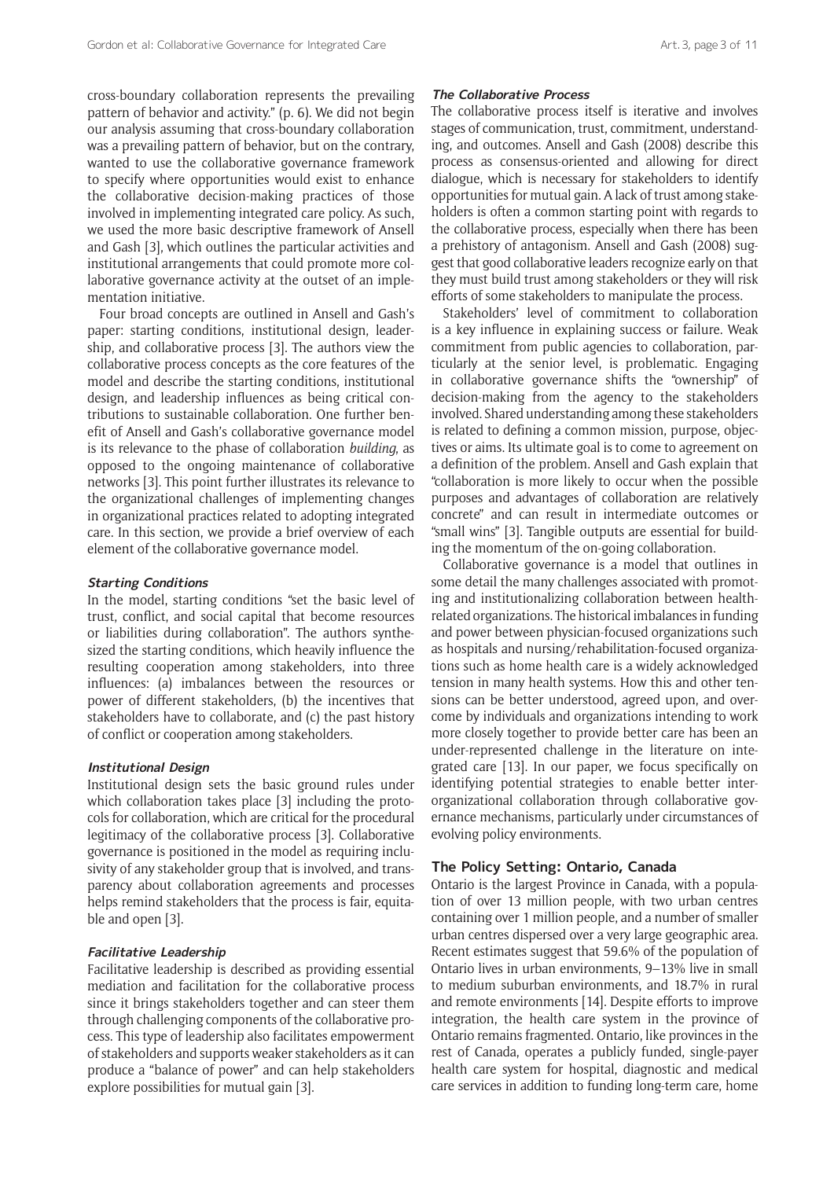cross-boundary collaboration represents the prevailing pattern of behavior and activity." (p. 6). We did not begin our analysis assuming that cross-boundary collaboration was a prevailing pattern of behavior, but on the contrary, wanted to use the collaborative governance framework to specify where opportunities would exist to enhance the collaborative decision-making practices of those involved in implementing integrated care policy. As such, we used the more basic descriptive framework of Ansell and Gash [3], which outlines the particular activities and institutional arrangements that could promote more collaborative governance activity at the outset of an implementation initiative.

Four broad concepts are outlined in Ansell and Gash's paper: starting conditions, institutional design, leadership, and collaborative process [3]. The authors view the collaborative process concepts as the core features of the model and describe the starting conditions, institutional design, and leadership influences as being critical contributions to sustainable collaboration. One further benefit of Ansell and Gash's collaborative governance model is its relevance to the phase of collaboration *building*, as opposed to the ongoing maintenance of collaborative networks [3]. This point further illustrates its relevance to the organizational challenges of implementing changes in organizational practices related to adopting integrated care. In this section, we provide a brief overview of each element of the collaborative governance model.

#### Starting Conditions

In the model, starting conditions "set the basic level of trust, conflict, and social capital that become resources or liabilities during collaboration". The authors synthesized the starting conditions, which heavily influence the resulting cooperation among stakeholders, into three influences: (a) imbalances between the resources or power of different stakeholders, (b) the incentives that stakeholders have to collaborate, and (c) the past history of conflict or cooperation among stakeholders.

#### Institutional Design

Institutional design sets the basic ground rules under which collaboration takes place [3] including the protocols for collaboration, which are critical for the procedural legitimacy of the collaborative process [3]. Collaborative governance is positioned in the model as requiring inclusivity of any stakeholder group that is involved, and transparency about collaboration agreements and processes helps remind stakeholders that the process is fair, equitable and open [3].

#### Facilitative Leadership

Facilitative leadership is described as providing essential mediation and facilitation for the collaborative process since it brings stakeholders together and can steer them through challenging components of the collaborative process. This type of leadership also facilitates empowerment of stakeholders and supports weaker stakeholders as it can produce a "balance of power" and can help stakeholders explore possibilities for mutual gain [3].

#### The Collaborative Process

The collaborative process itself is iterative and involves stages of communication, trust, commitment, understanding, and outcomes. Ansell and Gash (2008) describe this process as consensus-oriented and allowing for direct dialogue, which is necessary for stakeholders to identify opportunities for mutual gain. A lack of trust among stakeholders is often a common starting point with regards to the collaborative process, especially when there has been a prehistory of antagonism. Ansell and Gash (2008) suggest that good collaborative leaders recognize early on that they must build trust among stakeholders or they will risk efforts of some stakeholders to manipulate the process.

Stakeholders' level of commitment to collaboration is a key influence in explaining success or failure. Weak commitment from public agencies to collaboration, particularly at the senior level, is problematic. Engaging in collaborative governance shifts the "ownership" of decision-making from the agency to the stakeholders involved. Shared understanding among these stakeholders is related to defining a common mission, purpose, objectives or aims. Its ultimate goal is to come to agreement on a definition of the problem. Ansell and Gash explain that "collaboration is more likely to occur when the possible purposes and advantages of collaboration are relatively concrete" and can result in intermediate outcomes or "small wins" [3]. Tangible outputs are essential for building the momentum of the on-going collaboration.

Collaborative governance is a model that outlines in some detail the many challenges associated with promoting and institutionalizing collaboration between health-related organizations. The historical imbalances in funding and power between physician-focused organizations such as hospitals and nursing/rehabilitation-focused organizations such as home health care is a widely acknowledged tension in many health systems. How this and other tensions can be better understood, agreed upon, and overcome by individuals and organizations intending to work more closely together to provide better care has been an under-represented challenge in the literature on integrated care [13]. In our paper, we focus specifically on identifying potential strategies to enable better inter-organizational collaboration through collaborative governance mechanisms, particularly under circumstances of evolving policy environments.

## The Policy Setting: Ontario, Canada

Ontario is the largest Province in Canada, with a population of over 13 million people, with two urban centres containing over 1 million people, and a number of smaller urban centres dispersed over a very large geographic area. Recent estimates suggest that 59.6% of the population of Ontario lives in urban environments, 9–13% live in small to medium suburban environments, and 18.7% in rural and remote environments [14]. Despite efforts to improve integration, the health care system in the province of Ontario remains fragmented. Ontario, like provinces in the rest of Canada, operates a publicly funded, single-payer health care system for hospital, diagnostic and medical care services in addition to funding long-term care, home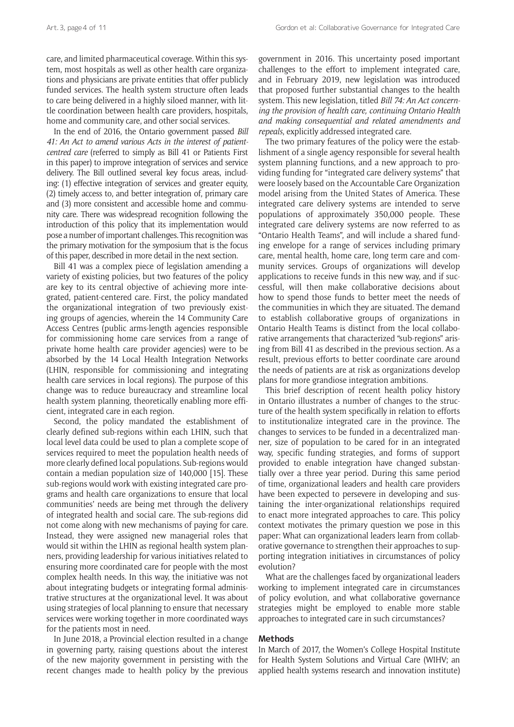care, and limited pharmaceutical coverage. Within this system, most hospitals as well as other health care organizations and physicians are private entities that offer publicly funded services. The health system structure often leads to care being delivered in a highly siloed manner, with little coordination between health care providers, hospitals, home and community care, and other social services.

In the end of 2016, the Ontario government passed *Bill 41: An Act to amend various Acts in the interest of patient-centred care* (referred to simply as Bill 41 or Patients First in this paper) to improve integration of services and service delivery. The Bill outlined several key focus areas, including: (1) effective integration of services and greater equity, (2) timely access to, and better integration of, primary care and (3) more consistent and accessible home and community care. There was widespread recognition following the introduction of this policy that its implementation would pose a number of important challenges. This recognition was the primary motivation for the symposium that is the focus of this paper, described in more detail in the next section.

Bill 41 was a complex piece of legislation amending a variety of existing policies, but two features of the policy are key to its central objective of achieving more integrated, patient-centered care. First, the policy mandated the organizational integration of two previously existing groups of agencies, wherein the 14 Community Care Access Centres (public arms-length agencies responsible for commissioning home care services from a range of private home health care provider agencies) were to be absorbed by the 14 Local Health Integration Networks (LHIN, responsible for commissioning and integrating health care services in local regions). The purpose of this change was to reduce bureaucracy and streamline local health system planning, theoretically enabling more efficient, integrated care in each region.

Second, the policy mandated the establishment of clearly defined sub-regions within each LHIN, such that local level data could be used to plan a complete scope of services required to meet the population health needs of more clearly defined local populations. Sub-regions would contain a median population size of 140,000 [15]. These sub-regions would work with existing integrated care programs and health care organizations to ensure that local communities' needs are being met through the delivery of integrated health and social care. The sub-regions did not come along with new mechanisms of paying for care. Instead, they were assigned new managerial roles that would sit within the LHIN as regional health system planners, providing leadership for various initiatives related to ensuring more coordinated care for people with the most complex health needs. In this way, the initiative was not about integrating budgets or integrating formal administrative structures at the organizational level. It was about using strategies of local planning to ensure that necessary services were working together in more coordinated ways for the patients most in need.

In June 2018, a Provincial election resulted in a change in governing party, raising questions about the interest of the new majority government in persisting with the recent changes made to health policy by the previous government in 2016. This uncertainty posed important challenges to the effort to implement integrated care, and in February 2019, new legislation was introduced that proposed further substantial changes to the health system. This new legislation, titled *Bill 74: An Act concerning the provision of health care, continuing Ontario Health and making consequential and related amendments and repeals*, explicitly addressed integrated care.

The two primary features of the policy were the establishment of a single agency responsible for several health system planning functions, and a new approach to providing funding for "integrated care delivery systems" that were loosely based on the Accountable Care Organization model arising from the United States of America. These integrated care delivery systems are intended to serve populations of approximately 350,000 people. These integrated care delivery systems are now referred to as "Ontario Health Teams", and will include a shared funding envelope for a range of services including primary care, mental health, home care, long term care and community services. Groups of organizations will develop applications to receive funds in this new way, and if successful, will then make collaborative decisions about how to spend those funds to better meet the needs of the communities in which they are situated. The demand to establish collaborative groups of organizations in Ontario Health Teams is distinct from the local collaborative arrangements that characterized "sub-regions" arising from Bill 41 as described in the previous section. As a result, previous efforts to better coordinate care around the needs of patients are at risk as organizations develop plans for more grandiose integration ambitions.

This brief description of recent health policy history in Ontario illustrates a number of changes to the structure of the health system specifically in relation to efforts to institutionalize integrated care in the province. The changes to services to be funded in a decentralized manner, size of population to be cared for in an integrated way, specific funding strategies, and forms of support provided to enable integration have changed substantially over a three year period. During this same period of time, organizational leaders and health care providers have been expected to persevere in developing and sustaining the inter-organizational relationships required to enact more integrated approaches to care. This policy context motivates the primary question we pose in this paper: What can organizational leaders learn from collaborative governance to strengthen their approaches to supporting integration initiatives in circumstances of policy evolution?

What are the challenges faced by organizational leaders working to implement integrated care in circumstances of policy evolution, and what collaborative governance strategies might be employed to enable more stable approaches to integrated care in such circumstances?

## Methods

In March of 2017, the Women's College Hospital Institute for Health System Solutions and Virtual Care (WIHV; an applied health systems research and innovation institute)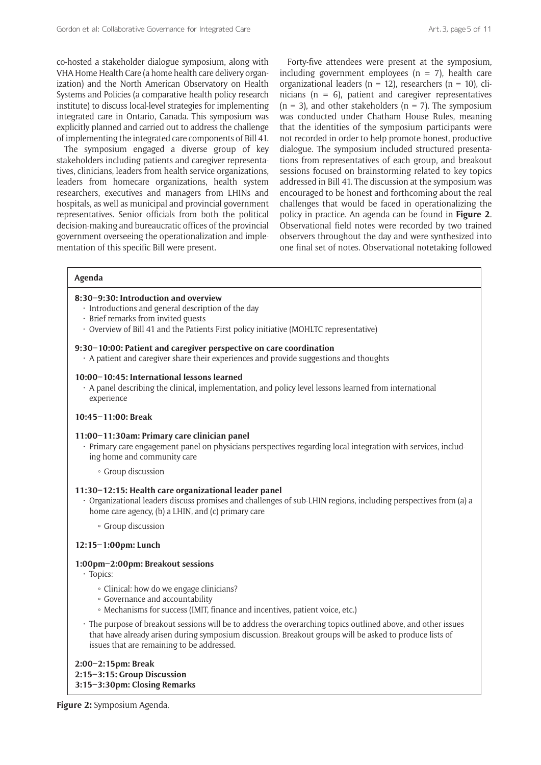co-hosted a stakeholder dialogue symposium, along with VHA Home Health Care (a home health care delivery organization) and the North American Observatory on Health Systems and Policies (a comparative health policy research institute) to discuss local-level strategies for implementing integrated care in Ontario, Canada. This symposium was explicitly planned and carried out to address the challenge of implementing the integrated care components of Bill 41.

The symposium engaged a diverse group of key stakeholders including patients and caregiver representatives, clinicians, leaders from health service organizations, leaders from homecare organizations, health system researchers, executives and managers from LHINs and hospitals, as well as municipal and provincial government representatives. Senior officials from both the political decision-making and bureaucratic offices of the provincial government overseeing the operationalization and implementation of this specific Bill were present.

Forty-five attendees were present at the symposium, including government employees (n = 7), health care organizational leaders (n = 12), researchers (n = 10), clinicians (n = 6), patient and caregiver representatives (n = 3), and other stakeholders (n = 7). The symposium was conducted under Chatham House Rules, meaning that the identities of the symposium participants were not recorded in order to help promote honest, productive dialogue. The symposium included structured presentations from representatives of each group, and breakout sessions focused on brainstorming related to key topics addressed in Bill 41. The discussion at the symposium was encouraged to be honest and forthcoming about the real challenges that would be faced in operationalizing the policy in practice. An agenda can be found in **Figure 2**. Observational field notes were recorded by two trained observers throughout the day and were synthesized into one final set of notes. Observational notetaking followed

**Agenda**

**8:30–9:30: Introduction and overview**

- Introductions and general description of the day
- Brief remarks from invited guests
- Overview of Bill 41 and the Patients First policy initiative (MOHLTC representative)

**9:30–10:00: Patient and caregiver perspective on care coordination**

- A patient and caregiver share their experiences and provide suggestions and thoughts

**10:00–10:45: International lessons learned**

- A panel describing the clinical, implementation, and policy level lessons learned from international experience

**10:45–11:00: Break**

**11:00–11:30am: Primary care clinician panel**

- Primary care engagement panel on physicians perspectives regarding local integration with services, including home and community care
  - Group discussion

**11:30–12:15: Health care organizational leader panel**

- Organizational leaders discuss promises and challenges of sub-LHIN regions, including perspectives from (a) a home care agency, (b) a LHIN, and (c) primary care
  - Group discussion

**12:15–1:00pm: Lunch**

**1:00pm–2:00pm: Breakout sessions**

- Topics:
  - Clinical: how do we engage clinicians?
  - Governance and accountability
  - Mechanisms for success (IMIT, finance and incentives, patient voice, etc.)
- The purpose of breakout sessions will be to address the overarching topics outlined above, and other issues that have already arisen during symposium discussion. Breakout groups will be asked to produce lists of issues that are remaining to be addressed.

**2:00–2:15pm: Break**
**2:15–3:15: Group Discussion**
**3:15–3:30pm: Closing Remarks**

**Figure 2:** Symposium Agenda.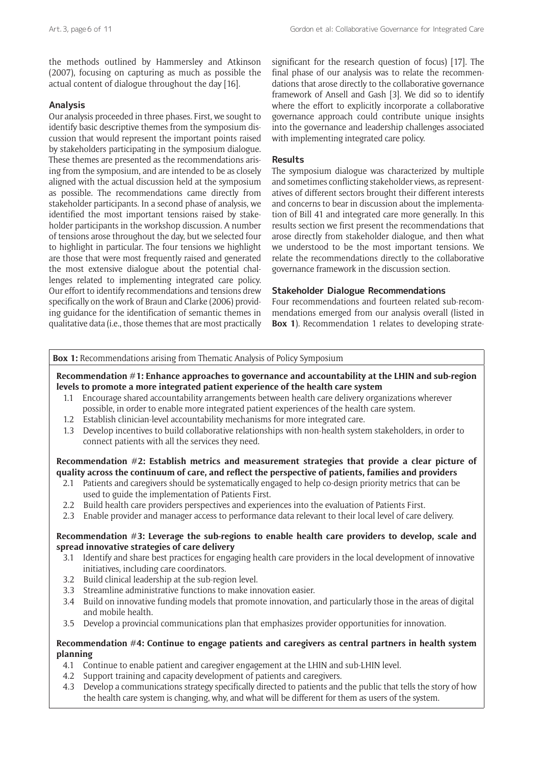the methods outlined by Hammersley and Atkinson (2007), focusing on capturing as much as possible the actual content of dialogue throughout the day [16].

### Analysis

Our analysis proceeded in three phases. First, we sought to identify basic descriptive themes from the symposium discussion that would represent the important points raised by stakeholders participating in the symposium dialogue. These themes are presented as the recommendations arising from the symposium, and are intended to be as closely aligned with the actual discussion held at the symposium as possible. The recommendations came directly from stakeholder participants. In a second phase of analysis, we identified the most important tensions raised by stakeholder participants in the workshop discussion. A number of tensions arose throughout the day, but we selected four to highlight in particular. The four tensions we highlight are those that were most frequently raised and generated the most extensive dialogue about the potential challenges related to implementing integrated care policy. Our effort to identify recommendations and tensions drew specifically on the work of Braun and Clarke (2006) providing guidance for the identification of semantic themes in qualitative data (i.e., those themes that are most practically significant for the research question of focus) [17]. The final phase of our analysis was to relate the recommendations that arose directly to the collaborative governance framework of Ansell and Gash [3]. We did so to identify where the effort to explicitly incorporate a collaborative governance approach could contribute unique insights into the governance and leadership challenges associated with implementing integrated care policy.

### Results

The symposium dialogue was characterized by multiple and sometimes conflicting stakeholder views, as representatives of different sectors brought their different interests and concerns to bear in discussion about the implementation of Bill 41 and integrated care more generally. In this results section we first present the recommendations that arose directly from stakeholder dialogue, and then what we understood to be the most important tensions. We relate the recommendations directly to the collaborative governance framework in the discussion section.

### Stakeholder Dialogue Recommendations

Four recommendations and fourteen related sub-recommendations emerged from our analysis overall (listed in **Box 1**). Recommendation 1 relates to developing strate-

**Box 1:** Recommendations arising from Thematic Analysis of Policy Symposium

**Recommendation #1: Enhance approaches to governance and accountability at the LHIN and sub-region levels to promote a more integrated patient experience of the health care system**

- 1.1 Encourage shared accountability arrangements between health care delivery organizations wherever possible, in order to enable more integrated patient experiences of the health care system.
- 1.2 Establish clinician-level accountability mechanisms for more integrated care.
- 1.3 Develop incentives to build collaborative relationships with non-health system stakeholders, in order to connect patients with all the services they need.

**Recommendation #2: Establish metrics and measurement strategies that provide a clear picture of quality across the continuum of care, and reflect the perspective of patients, families and providers**

- 2.1 Patients and caregivers should be systematically engaged to help co-design priority metrics that can be used to guide the implementation of Patients First.
- 2.2 Build health care providers perspectives and experiences into the evaluation of Patients First.
- 2.3 Enable provider and manager access to performance data relevant to their local level of care delivery.

**Recommendation #3: Leverage the sub-regions to enable health care providers to develop, scale and spread innovative strategies of care delivery**

- 3.1 Identify and share best practices for engaging health care providers in the local development of innovative initiatives, including care coordinators.
- 3.2 Build clinical leadership at the sub-region level.
- 3.3 Streamline administrative functions to make innovation easier.
- 3.4 Build on innovative funding models that promote innovation, and particularly those in the areas of digital and mobile health.
- 3.5 Develop a provincial communications plan that emphasizes provider opportunities for innovation.

**Recommendation #4: Continue to engage patients and caregivers as central partners in health system planning**

- 4.1 Continue to enable patient and caregiver engagement at the LHIN and sub-LHIN level.
- 4.2 Support training and capacity development of patients and caregivers.
- 4.3 Develop a communications strategy specifically directed to patients and the public that tells the story of how the health care system is changing, why, and what will be different for them as users of the system.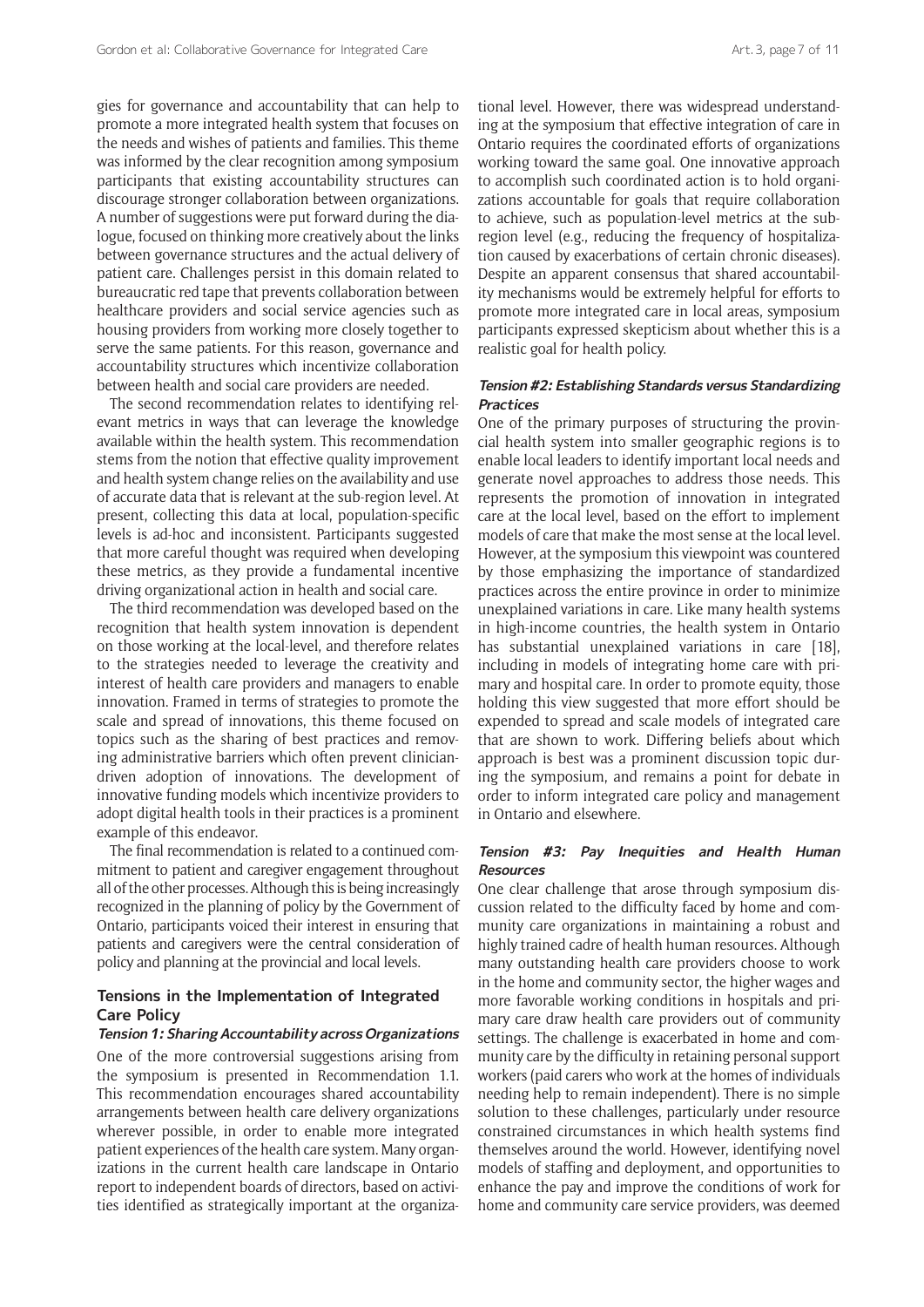gies for governance and accountability that can help to promote a more integrated health system that focuses on the needs and wishes of patients and families. This theme was informed by the clear recognition among symposium participants that existing accountability structures can discourage stronger collaboration between organizations. A number of suggestions were put forward during the dialogue, focused on thinking more creatively about the links between governance structures and the actual delivery of patient care. Challenges persist in this domain related to bureaucratic red tape that prevents collaboration between healthcare providers and social service agencies such as housing providers from working more closely together to serve the same patients. For this reason, governance and accountability structures which incentivize collaboration between health and social care providers are needed.

The second recommendation relates to identifying relevant metrics in ways that can leverage the knowledge available within the health system. This recommendation stems from the notion that effective quality improvement and health system change relies on the availability and use of accurate data that is relevant at the sub-region level. At present, collecting this data at local, population-specific levels is ad-hoc and inconsistent. Participants suggested that more careful thought was required when developing these metrics, as they provide a fundamental incentive driving organizational action in health and social care.

The third recommendation was developed based on the recognition that health system innovation is dependent on those working at the local-level, and therefore relates to the strategies needed to leverage the creativity and interest of health care providers and managers to enable innovation. Framed in terms of strategies to promote the scale and spread of innovations, this theme focused on topics such as the sharing of best practices and removing administrative barriers which often prevent clinician-driven adoption of innovations. The development of innovative funding models which incentivize providers to adopt digital health tools in their practices is a prominent example of this endeavor.

The final recommendation is related to a continued commitment to patient and caregiver engagement throughout all of the other processes. Although this is being increasingly recognized in the planning of policy by the Government of Ontario, participants voiced their interest in ensuring that patients and caregivers were the central consideration of policy and planning at the provincial and local levels.

## Tensions in the Implementation of Integrated Care Policy

### *Tension 1: Sharing Accountability across Organizations*

One of the more controversial suggestions arising from the symposium is presented in Recommendation 1.1. This recommendation encourages shared accountability arrangements between health care delivery organizations wherever possible, in order to enable more integrated patient experiences of the health care system. Many organizations in the current health care landscape in Ontario report to independent boards of directors, based on activities identified as strategically important at the organizational level. However, there was widespread understanding at the symposium that effective integration of care in Ontario requires the coordinated efforts of organizations working toward the same goal. One innovative approach to accomplish such coordinated action is to hold organizations accountable for goals that require collaboration to achieve, such as population-level metrics at the sub-region level (e.g., reducing the frequency of hospitalization caused by exacerbations of certain chronic diseases). Despite an apparent consensus that shared accountability mechanisms would be extremely helpful for efforts to promote more integrated care in local areas, symposium participants expressed skepticism about whether this is a realistic goal for health policy.

### *Tension #2: Establishing Standards versus Standardizing Practices*

One of the primary purposes of structuring the provincial health system into smaller geographic regions is to enable local leaders to identify important local needs and generate novel approaches to address those needs. This represents the promotion of innovation in integrated care at the local level, based on the effort to implement models of care that make the most sense at the local level. However, at the symposium this viewpoint was countered by those emphasizing the importance of standardized practices across the entire province in order to minimize unexplained variations in care. Like many health systems in high-income countries, the health system in Ontario has substantial unexplained variations in care [18], including in models of integrating home care with primary and hospital care. In order to promote equity, those holding this view suggested that more effort should be expended to spread and scale models of integrated care that are shown to work. Differing beliefs about which approach is best was a prominent discussion topic during the symposium, and remains a point for debate in order to inform integrated care policy and management in Ontario and elsewhere.

### *Tension #3: Pay Inequities and Health Human Resources*

One clear challenge that arose through symposium discussion related to the difficulty faced by home and community care organizations in maintaining a robust and highly trained cadre of health human resources. Although many outstanding health care providers choose to work in the home and community sector, the higher wages and more favorable working conditions in hospitals and primary care draw health care providers out of community settings. The challenge is exacerbated in home and community care by the difficulty in retaining personal support workers (paid carers who work at the homes of individuals needing help to remain independent). There is no simple solution to these challenges, particularly under resource constrained circumstances in which health systems find themselves around the world. However, identifying novel models of staffing and deployment, and opportunities to enhance the pay and improve the conditions of work for home and community care service providers, was deemed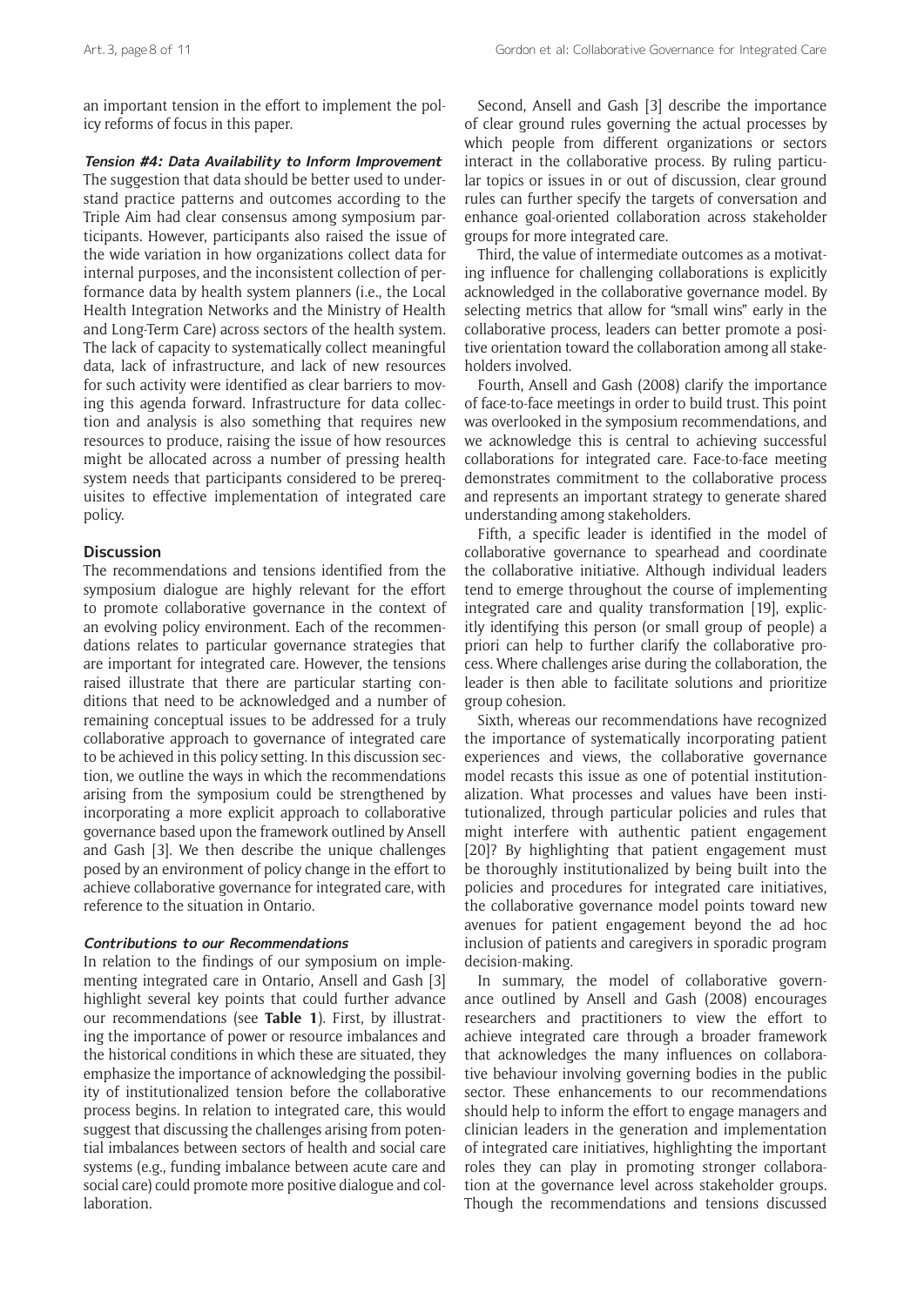an important tension in the effort to implement the policy reforms of focus in this paper.

***Tension #4: Data Availability to Inform Improvement***

The suggestion that data should be better used to understand practice patterns and outcomes according to the Triple Aim had clear consensus among symposium participants. However, participants also raised the issue of the wide variation in how organizations collect data for internal purposes, and the inconsistent collection of performance data by health system planners (i.e., the Local Health Integration Networks and the Ministry of Health and Long-Term Care) across sectors of the health system. The lack of capacity to systematically collect meaningful data, lack of infrastructure, and lack of new resources for such activity were identified as clear barriers to moving this agenda forward. Infrastructure for data collection and analysis is also something that requires new resources to produce, raising the issue of how resources might be allocated across a number of pressing health system needs that participants considered to be prerequisites to effective implementation of integrated care policy.

## Discussion

The recommendations and tensions identified from the symposium dialogue are highly relevant for the effort to promote collaborative governance in the context of an evolving policy environment. Each of the recommendations relates to particular governance strategies that are important for integrated care. However, the tensions raised illustrate that there are particular starting conditions that need to be acknowledged and a number of remaining conceptual issues to be addressed for a truly collaborative approach to governance of integrated care to be achieved in this policy setting. In this discussion section, we outline the ways in which the recommendations arising from the symposium could be strengthened by incorporating a more explicit approach to collaborative governance based upon the framework outlined by Ansell and Gash [3]. We then describe the unique challenges posed by an environment of policy change in the effort to achieve collaborative governance for integrated care, with reference to the situation in Ontario.

***Contributions to our Recommendations***

In relation to the findings of our symposium on implementing integrated care in Ontario, Ansell and Gash [3] highlight several key points that could further advance our recommendations (see **Table 1**). First, by illustrating the importance of power or resource imbalances and the historical conditions in which these are situated, they emphasize the importance of acknowledging the possibility of institutionalized tension before the collaborative process begins. In relation to integrated care, this would suggest that discussing the challenges arising from potential imbalances between sectors of health and social care systems (e.g., funding imbalance between acute care and social care) could promote more positive dialogue and collaboration.

Second, Ansell and Gash [3] describe the importance of clear ground rules governing the actual processes by which people from different organizations or sectors interact in the collaborative process. By ruling particular topics or issues in or out of discussion, clear ground rules can further specify the targets of conversation and enhance goal-oriented collaboration across stakeholder groups for more integrated care.

Third, the value of intermediate outcomes as a motivating influence for challenging collaborations is explicitly acknowledged in the collaborative governance model. By selecting metrics that allow for "small wins" early in the collaborative process, leaders can better promote a positive orientation toward the collaboration among all stakeholders involved.

Fourth, Ansell and Gash (2008) clarify the importance of face-to-face meetings in order to build trust. This point was overlooked in the symposium recommendations, and we acknowledge this is central to achieving successful collaborations for integrated care. Face-to-face meeting demonstrates commitment to the collaborative process and represents an important strategy to generate shared understanding among stakeholders.

Fifth, a specific leader is identified in the model of collaborative governance to spearhead and coordinate the collaborative initiative. Although individual leaders tend to emerge throughout the course of implementing integrated care and quality transformation [19], explicitly identifying this person (or small group of people) a priori can help to further clarify the collaborative process. Where challenges arise during the collaboration, the leader is then able to facilitate solutions and prioritize group cohesion.

Sixth, whereas our recommendations have recognized the importance of systematically incorporating patient experiences and views, the collaborative governance model recasts this issue as one of potential institutionalization. What processes and values have been institutionalized, through particular policies and rules that might interfere with authentic patient engagement [20]? By highlighting that patient engagement must be thoroughly institutionalized by being built into the policies and procedures for integrated care initiatives, the collaborative governance model points toward new avenues for patient engagement beyond the ad hoc inclusion of patients and caregivers in sporadic program decision-making.

In summary, the model of collaborative governance outlined by Ansell and Gash (2008) encourages researchers and practitioners to view the effort to achieve integrated care through a broader framework that acknowledges the many influences on collaborative behaviour involving governing bodies in the public sector. These enhancements to our recommendations should help to inform the effort to engage managers and clinician leaders in the generation and implementation of integrated care initiatives, highlighting the important roles they can play in promoting stronger collaboration at the governance level across stakeholder groups. Though the recommendations and tensions discussed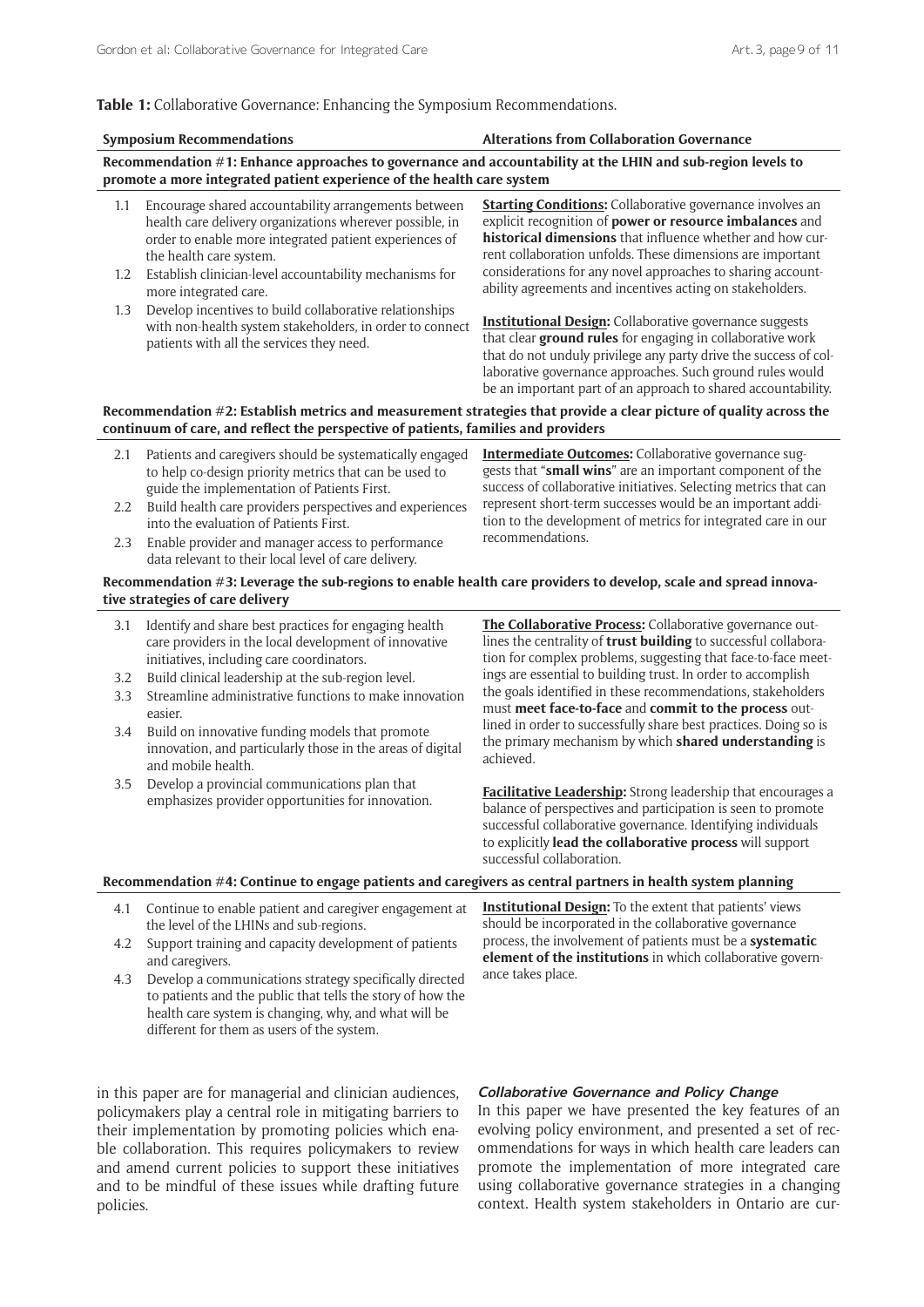**Table 1:** Collaborative Governance: Enhancing the Symposium Recommendations.

| Symposium Recommendations | Alterations from Collaboration Governance |
|---|---|
| **Recommendation #1: Enhance approaches to governance and accountability at the LHIN and sub-region levels to promote a more integrated patient experience of the health care system** | |
| 1.1 Encourage shared accountability arrangements between health care delivery organizations wherever possible, in order to enable more integrated patient experiences of the health care system.<br>1.2 Establish clinician-level accountability mechanisms for more integrated care.<br>1.3 Develop incentives to build collaborative relationships with non-health system stakeholders, in order to connect patients with all the services they need. | **Starting Conditions:** Collaborative governance involves an explicit recognition of **power or resource imbalances** and **historical dimensions** that influence whether and how current collaboration unfolds. These dimensions are important considerations for any novel approaches to sharing accountability agreements and incentives acting on stakeholders.<br><br>**Institutional Design:** Collaborative governance suggests that clear **ground rules** for engaging in collaborative work that do not unduly privilege any party drive the success of collaborative governance approaches. Such ground rules would be an important part of an approach to shared accountability. |
| **Recommendation #2: Establish metrics and measurement strategies that provide a clear picture of quality across the continuum of care, and reflect the perspective of patients, families and providers** | |
| 2.1 Patients and caregivers should be systematically engaged to help co-design priority metrics that can be used to guide the implementation of Patients First.<br>2.2 Build health care providers perspectives and experiences into the evaluation of Patients First.<br>2.3 Enable provider and manager access to performance data relevant to their local level of care delivery. | **Intermediate Outcomes:** Collaborative governance suggests that "**small wins**" are an important component of the success of collaborative initiatives. Selecting metrics that can represent short-term successes would be an important addition to the development of metrics for integrated care in our recommendations. |
| **Recommendation #3: Leverage the sub-regions to enable health care providers to develop, scale and spread innovative strategies of care delivery** | |
| 3.1 Identify and share best practices for engaging health care providers in the local development of innovative initiatives, including care coordinators.<br>3.2 Build clinical leadership at the sub-region level.<br>3.3 Streamline administrative functions to make innovation easier.<br>3.4 Build on innovative funding models that promote innovation, and particularly those in the areas of digital and mobile health.<br>3.5 Develop a provincial communications plan that emphasizes provider opportunities for innovation. | **The Collaborative Process:** Collaborative governance outlines the centrality of **trust building** to successful collaboration for complex problems, suggesting that face-to-face meetings are essential to building trust. In order to accomplish the goals identified in these recommendations, stakeholders must **meet face-to-face** and **commit to the process** outlined in order to successfully share best practices. Doing so is the primary mechanism by which **shared understanding** is achieved.<br><br>**Facilitative Leadership:** Strong leadership that encourages a balance of perspectives and participation is seen to promote successful collaborative governance. Identifying individuals to explicitly **lead the collaborative process** will support successful collaboration. |
| **Recommendation #4: Continue to engage patients and caregivers as central partners in health system planning** | |
| 4.1 Continue to enable patient and caregiver engagement at the level of the LHINs and sub-regions.<br>4.2 Support training and capacity development of patients and caregivers.<br>4.3 Develop a communications strategy specifically directed to patients and the public that tells the story of how the health care system is changing, why, and what will be different for them as users of the system. | **Institutional Design:** To the extent that patients' views should be incorporated in the collaborative governance process, the involvement of patients must be a **systematic element of the institutions** in which collaborative governance takes place. |

in this paper are for managerial and clinician audiences, policymakers play a central role in mitigating barriers to their implementation by promoting policies which enable collaboration. This requires policymakers to review and amend current policies to support these initiatives and to be mindful of these issues while drafting future policies.

### *Collaborative Governance and Policy Change*

In this paper we have presented the key features of an evolving policy environment, and presented a set of recommendations for ways in which health care leaders can promote the implementation of more integrated care using collaborative governance strategies in a changing context. Health system stakeholders in Ontario are cur-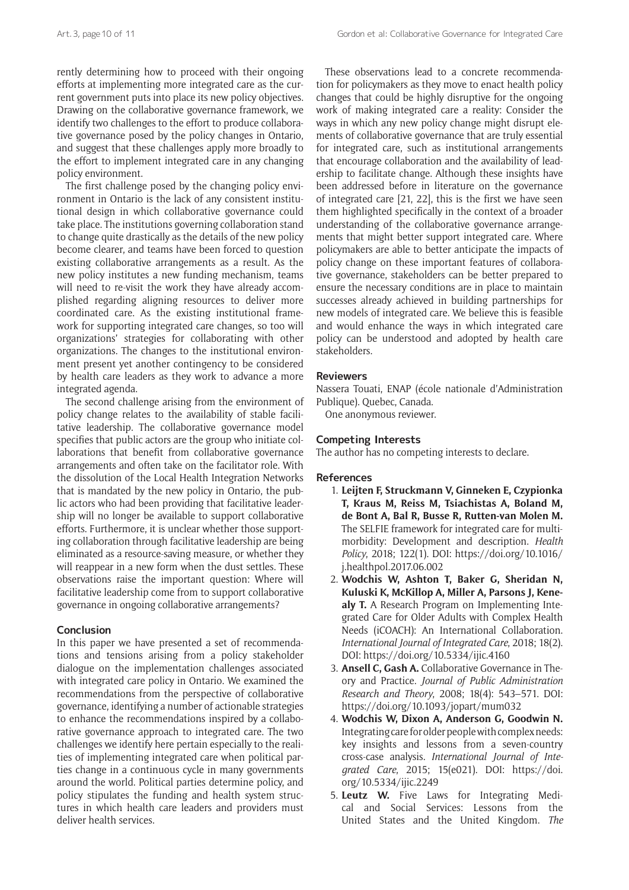rently determining how to proceed with their ongoing efforts at implementing more integrated care as the current government puts into place its new policy objectives. Drawing on the collaborative governance framework, we identify two challenges to the effort to produce collaborative governance posed by the policy changes in Ontario, and suggest that these challenges apply more broadly to the effort to implement integrated care in any changing policy environment.

The first challenge posed by the changing policy environment in Ontario is the lack of any consistent institutional design in which collaborative governance could take place. The institutions governing collaboration stand to change quite drastically as the details of the new policy become clearer, and teams have been forced to question existing collaborative arrangements as a result. As the new policy institutes a new funding mechanism, teams will need to re-visit the work they have already accomplished regarding aligning resources to deliver more coordinated care. As the existing institutional framework for supporting integrated care changes, so too will organizations' strategies for collaborating with other organizations. The changes to the institutional environment present yet another contingency to be considered by health care leaders as they work to advance a more integrated agenda.

The second challenge arising from the environment of policy change relates to the availability of stable facilitative leadership. The collaborative governance model specifies that public actors are the group who initiate collaborations that benefit from collaborative governance arrangements and often take on the facilitator role. With the dissolution of the Local Health Integration Networks that is mandated by the new policy in Ontario, the public actors who had been providing that facilitative leadership will no longer be available to support collaborative efforts. Furthermore, it is unclear whether those supporting collaboration through facilitative leadership are being eliminated as a resource-saving measure, or whether they will reappear in a new form when the dust settles. These observations raise the important question: Where will facilitative leadership come from to support collaborative governance in ongoing collaborative arrangements?

## Conclusion

In this paper we have presented a set of recommendations and tensions arising from a policy stakeholder dialogue on the implementation challenges associated with integrated care policy in Ontario. We examined the recommendations from the perspective of collaborative governance, identifying a number of actionable strategies to enhance the recommendations inspired by a collaborative governance approach to integrated care. The two challenges we identify here pertain especially to the realities of implementing integrated care when political parties change in a continuous cycle in many governments around the world. Political parties determine policy, and policy stipulates the funding and health system structures in which health care leaders and providers must deliver health services.

These observations lead to a concrete recommendation for policymakers as they move to enact health policy changes that could be highly disruptive for the ongoing work of making integrated care a reality: Consider the ways in which any new policy change might disrupt elements of collaborative governance that are truly essential for integrated care, such as institutional arrangements that encourage collaboration and the availability of leadership to facilitate change. Although these insights have been addressed before in literature on the governance of integrated care [21, 22], this is the first we have seen them highlighted specifically in the context of a broader understanding of the collaborative governance arrangements that might better support integrated care. Where policymakers are able to better anticipate the impacts of policy change on these important features of collaborative governance, stakeholders can be better prepared to ensure the necessary conditions are in place to maintain successes already achieved in building partnerships for new models of integrated care. We believe this is feasible and would enhance the ways in which integrated care policy can be understood and adopted by health care stakeholders.

## Reviewers

Nassera Touati, ENAP (école nationale d'Administration Publique). Quebec, Canada.

One anonymous reviewer.

## Competing Interests

The author has no competing interests to declare.

## References

1. **Leijten F, Struckmann V, Ginneken E, Czypionka T, Kraus M, Reiss M, Tsiachistas A, Boland M, de Bont A, Bal R, Busse R, Rutten-van Molen M.** The SELFIE framework for integrated care for multimorbidity: Development and description. *Health Policy*, 2018; 122(1). DOI: https://doi.org/10.1016/j.healthpol.2017.06.002
2. **Wodchis W, Ashton T, Baker G, Sheridan N, Kuluski K, McKillop A, Miller A, Parsons J, Kenealy T.** A Research Program on Implementing Integrated Care for Older Adults with Complex Health Needs (iCOACH): An International Collaboration. *International Journal of Integrated Care*, 2018; 18(2). DOI: https://doi.org/10.5334/ijic.4160
3. **Ansell C, Gash A.** Collaborative Governance in Theory and Practice. *Journal of Public Administration Research and Theory*, 2008; 18(4): 543–571. DOI: https://doi.org/10.1093/jopart/mum032
4. **Wodchis W, Dixon A, Anderson G, Goodwin N.** Integrating care for older people with complex needs: key insights and lessons from a seven-country cross-case analysis. *International Journal of Integrated Care*, 2015; 15(e021). DOI: https://doi.org/10.5334/ijic.2249
5. **Leutz W.** Five Laws for Integrating Medical and Social Services: Lessons from the United States and the United Kingdom. *The*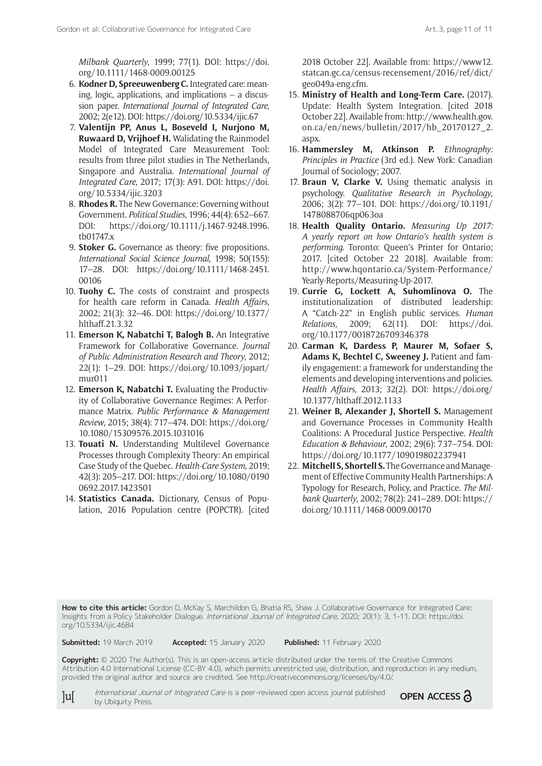*Milbank Quarterly*, 1999; 77(1). DOI: https://doi.org/10.1111/1468-0009.00125

6. **Kodner D, Spreeuwenberg C.** Integrated care: meaning, logic, applications, and implications – a discussion paper. *International Journal of Integrated Care*, 2002; 2(e12). DOI: https://doi.org/10.5334/ijic.67
7. **Valentijn PP, Anus L, Boseveld I, Nurjono M, Ruwaard D, Vrijhoef H.** Walidating the Rainmodel Model of Integrated Care Measurement Tool: results from three pilot studies in The Netherlands, Singapore and Australia. *International Journal of Integrated Care*, 2017; 17(3): A91. DOI: https://doi.org/10.5334/ijic.3203
8. **Rhodes R.** The New Governance: Governing without Government. *Political Studies*, 1996; 44(4): 652–667. DOI: https://doi.org/10.1111/j.1467-9248.1996.tb01747.x
9. **Stoker G.** Governance as theory: five propositions. *International Social Science Journal*, 1998; 50(155): 17–28. DOI: https://doi.org/10.1111/1468-2451.00106
10. **Tuohy C.** The costs of constraint and prospects for health care reform in Canada. *Health Affairs*, 2002; 21(3): 32–46. DOI: https://doi.org/10.1377/hlthaff.21.3.32
11. **Emerson K, Nabatchi T, Balogh B.** An Integrative Framework for Collaborative Governance. *Journal of Public Administration Research and Theory*, 2012; 22(1): 1–29. DOI: https://doi.org/10.1093/jopart/mur011
12. **Emerson K, Nabatchi T.** Evaluating the Productivity of Collaborative Governance Regimes: A Performance Matrix. *Public Performance & Management Review*, 2015; 38(4): 717–474. DOI: https://doi.org/10.1080/15309576.2015.1031016
13. **Touati N.** Understanding Multilevel Governance Processes through Complexity Theory: An empirical Case Study of the Quebec. *Health-Care System*, 2019; 42(3): 205–217. DOI: https://doi.org/10.1080/01900692.2017.1423501
14. **Statistics Canada.** Dictionary, Census of Population, 2016 Population centre (POPCTR). [cited 2018 October 22]. Available from: https://www12.statcan.gc.ca/census-recensement/2016/ref/dict/geo049a-eng.cfm.
15. **Ministry of Health and Long-Term Care.** (2017). Update: Health System Integration. [cited 2018 October 22]. Available from: http://www.health.gov.on.ca/en/news/bulletin/2017/hb_20170127_2.aspx.
16. **Hammersley M, Atkinson P.** *Ethnography: Principles in Practice* (3rd ed.). New York: Canadian Journal of Sociology; 2007.
17. **Braun V, Clarke V.** Using thematic analysis in psychology. *Qualitative Research in Psychology*, 2006; 3(2): 77–101. DOI: https://doi.org/10.1191/1478088706qp063oa
18. **Health Quality Ontario.** *Measuring Up 2017: A yearly report on how Ontario's health system is performing*. Toronto: Queen's Printer for Ontario; 2017. [cited October 22 2018]. Available from: http://www.hqontario.ca/System-Performance/Yearly-Reports/Measuring-Up-2017.
19. **Currie G, Lockett A, Suhomlinova O.** The institutionalization of distributed leadership: A "Catch-22" in English public services. *Human Relations*, 2009; 62(11). DOI: https://doi.org/10.1177/0018726709346378
20. **Carman K, Dardess P, Maurer M, Sofaer S, Adams K, Bechtel C, Sweeney J.** Patient and family engagement: a framework for understanding the elements and developing interventions and policies. *Health Affairs*, 2013; 32(2). DOI: https://doi.org/10.1377/hlthaff.2012.1133
21. **Weiner B, Alexander J, Shortell S.** Management and Governance Processes in Community Health Coalitions: A Procedural Justice Perspective. *Health Education & Behaviour*, 2002; 29(6): 737–754. DOI: https://doi.org/10.1177/109019802237941
22. **Mitchell S, Shortell S.** The Governance and Management of Effective Community Health Partnerships: A Typology for Research, Policy, and Practice. *The Milbank Quarterly*, 2002; 78(2): 241–289. DOI: https://doi.org/10.1111/1468-0009.00170

**How to cite this article:** Gordon D, McKay S, Marchildon G, Bhatia RS, Shaw J. Collaborative Governance for Integrated Care: Insights from a Policy Stakeholder Dialogue. *International Journal of Integrated Care*, 2020; 20(1): 3, 1–11. DOI: https://doi.org/10.5334/ijic.4684

**Submitted:** 19 March 2019 **Accepted:** 15 January 2020 **Published:** 11 February 2020

**Copyright:** © 2020 The Author(s). This is an open-access article distributed under the terms of the Creative Commons Attribution 4.0 International License (CC-BY 4.0), which permits unrestricted use, distribution, and reproduction in any medium, provided the original author and source are credited. See http://creativecommons.org/licenses/by/4.0/.

*International Journal of Integrated Care* is a peer-reviewed open access journal published by Ubiquity Press.

**OPEN ACCESS**